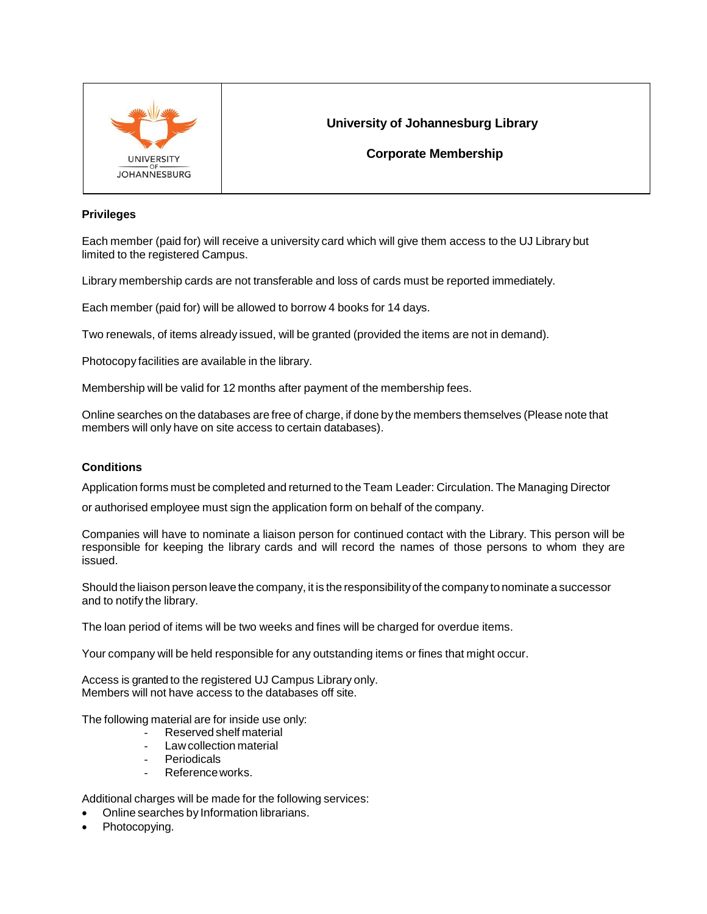| UNIVERSITY OF JOHANNESBURG | **University of Johannesburg Library**<br><br>**Corporate Membership** |
|---|---|

**Privileges**

Each member (paid for) will receive a university card which will give them access to the UJ Library but limited to the registered Campus.

Library membership cards are not transferable and loss of cards must be reported immediately.

Each member (paid for) will be allowed to borrow 4 books for 14 days.

Two renewals, of items already issued, will be granted (provided the items are not in demand).

Photocopy facilities are available in the library.

Membership will be valid for 12 months after payment of the membership fees.

Online searches on the databases are free of charge, if done by the members themselves (Please note that members will only have on site access to certain databases).

**Conditions**

Application forms must be completed and returned to the Team Leader: Circulation. The Managing Director or authorised employee must sign the application form on behalf of the company.

Companies will have to nominate a liaison person for continued contact with the Library. This person will be responsible for keeping the library cards and will record the names of those persons to whom they are issued.

Should the liaison person leave the company, it is the responsibility of the company to nominate a successor and to notify the library.

The loan period of items will be two weeks and fines will be charged for overdue items.

Your company will be held responsible for any outstanding items or fines that might occur.

Access is granted to the registered UJ Campus Library only.
Members will not have access to the databases off site.

The following material are for inside use only:

- Reserved shelf material
- Law collection material
- Periodicals
- Reference works.

Additional charges will be made for the following services:

- Online searches by Information librarians.
- Photocopying.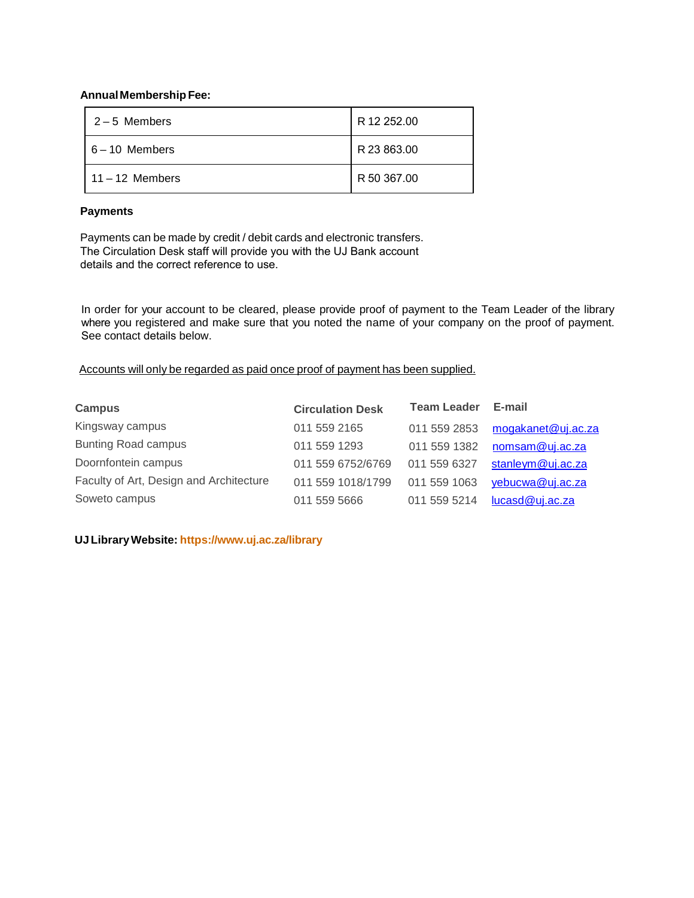**Annual Membership Fee:**

| | |
|---|---|
| 2 – 5 Members | R 12 252.00 |
| 6 – 10 Members | R 23 863.00 |
| 11 – 12 Members | R 50 367.00 |

**Payments**

Payments can be made by credit / debit cards and electronic transfers. The Circulation Desk staff will provide you with the UJ Bank account details and the correct reference to use.

In order for your account to be cleared, please provide proof of payment to the Team Leader of the library where you registered and make sure that you noted the name of your company on the proof of payment. See contact details below.

<u>Accounts will only be regarded as paid once proof of payment has been supplied.</u>

| Campus | Circulation Desk | Team Leader | E-mail |
|---|---|---|---|
| Kingsway campus | 011 559 2165 | 011 559 2853 | mogakanet@uj.ac.za |
| Bunting Road campus | 011 559 1293 | 011 559 1382 | nomsam@uj.ac.za |
| Doornfontein campus | 011 559 6752/6769 | 011 559 6327 | stanleym@uj.ac.za |
| Faculty of Art, Design and Architecture | 011 559 1018/1799 | 011 559 1063 | yebucwa@uj.ac.za |
| Soweto campus | 011 559 5666 | 011 559 5214 | lucasd@uj.ac.za |

**UJ Library Website: https://www.uj.ac.za/library**